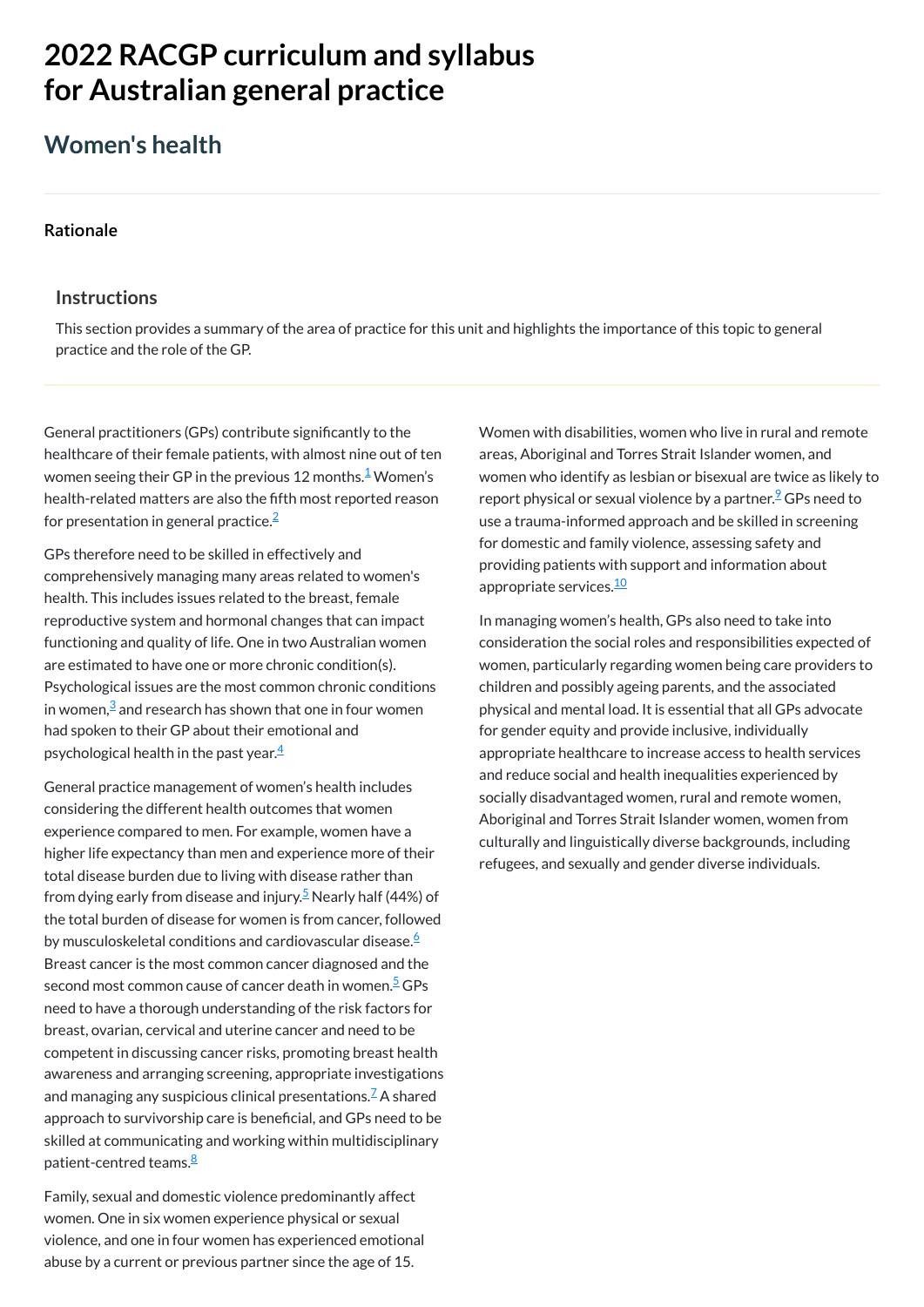# 2022 RACGP curriculum and syllabus for Australian general practice

## Women's health

### Rationale

#### Instructions

This section provides a summary of the area of practice for this unit and highlights the importance of this topic to general practice and the role of the GP.

General practitioners (GPs) contribute significantly to the healthcare of their female patients, with almost nine out of ten women seeing their GP in the previous 12 months.[1] Women's health-related matters are also the fifth most reported reason for presentation in general practice.[2]

GPs therefore need to be skilled in effectively and comprehensively managing many areas related to women's health. This includes issues related to the breast, female reproductive system and hormonal changes that can impact functioning and quality of life. One in two Australian women are estimated to have one or more chronic condition(s). Psychological issues are the most common chronic conditions in women,[3] and research has shown that one in four women had spoken to their GP about their emotional and psychological health in the past year.[4]

General practice management of women's health includes considering the different health outcomes that women experience compared to men. For example, women have a higher life expectancy than men and experience more of their total disease burden due to living with disease rather than from dying early from disease and injury.[5] Nearly half (44%) of the total burden of disease for women is from cancer, followed by musculoskeletal conditions and cardiovascular disease.[6] Breast cancer is the most common cancer diagnosed and the second most common cause of cancer death in women.[5] GPs need to have a thorough understanding of the risk factors for breast, ovarian, cervical and uterine cancer and need to be competent in discussing cancer risks, promoting breast health awareness and arranging screening, appropriate investigations and managing any suspicious clinical presentations.[7] A shared approach to survivorship care is beneficial, and GPs need to be skilled at communicating and working within multidisciplinary patient-centred teams.[8]

Family, sexual and domestic violence predominantly affect women. One in six women experience physical or sexual violence, and one in four women has experienced emotional abuse by a current or previous partner since the age of 15. Women with disabilities, women who live in rural and remote areas, Aboriginal and Torres Strait Islander women, and women who identify as lesbian or bisexual are twice as likely to report physical or sexual violence by a partner.[9] GPs need to use a trauma-informed approach and be skilled in screening for domestic and family violence, assessing safety and providing patients with support and information about appropriate services.[10]

In managing women's health, GPs also need to take into consideration the social roles and responsibilities expected of women, particularly regarding women being care providers to children and possibly ageing parents, and the associated physical and mental load. It is essential that all GPs advocate for gender equity and provide inclusive, individually appropriate healthcare to increase access to health services and reduce social and health inequalities experienced by socially disadvantaged women, rural and remote women, Aboriginal and Torres Strait Islander women, women from culturally and linguistically diverse backgrounds, including refugees, and sexually and gender diverse individuals.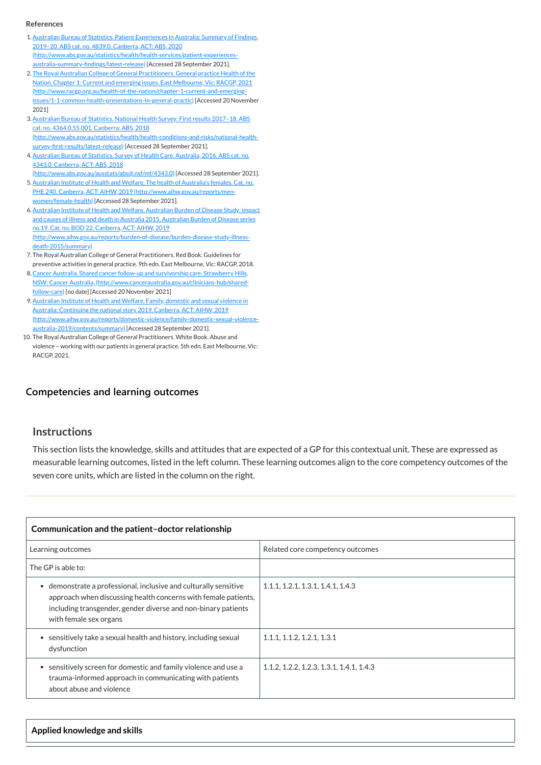**References**

1. Australian Bureau of Statistics. Patient Experiences in Australia: Summary of Findings, 2019–20. ABS cat. no. 4839.0. Canberra, ACT: ABS, 2020 (http://www.abs.gov.au/statistics/health/health-services/patient-experiences-australia-summary-findings/latest-release) [Accessed 28 September 2021].
2. The Royal Australian College of General Practitioners. General practice Health of the Nation. Chapter 1: Current and emerging issues. East Melbourne, Vic: RACGP, 2021 (http://www.racgp.org.au/health-of-the-nation/chapter-1-current-and-emerging-issues/1-1-common-health-presentations-in-general-practic) [Accessed 20 November 2021]
3. Australian Bureau of Statistics. National Health Survey: First results 2017–18. ABS cat. no. 4364.0.55.001. Canberra: ABS, 2018 (http://www.abs.gov.au/statistics/health/health-conditions-and-risks/national-health-survey-first-results/latest-release) [Accessed 28 September 2021].
4. Australian Bureau of Statistics. Survey of Health Care, Australia, 2016. ABS cat. no. 4343.0. Canberra, ACT: ABS, 2018 (http://www.abs.gov.au/ausstats/abs@.nsf/mf/4343.0) [Accessed 28 September 2021].
5. Australian Institute of Health and Welfare. The health of Australia's females. Cat. no. PHE 240. Canberra, ACT: AIHW, 2019 (http://www.aihw.gov.au/reports/men-women/female-health) [Accessed 28 September 2021].
6. Australian Institute of Health and Welfare. Australian Burden of Disease Study: impact and causes of illness and death in Australia 2015. Australian Burden of Disease series no.19. Cat. no. BOD 22. Canberra, ACT: AIHW, 2019 (http://www.aihw.gov.au/reports/burden-of-disease/burden-disease-study-illness-death-2015/summary)
7. The Royal Australian College of General Practitioners. Red Book. Guidelines for preventive activities in general practice. 9th edn. East Melbourne, Vic: RACGP, 2018.
8. Cancer Australia. Shared cancer follow-up and survivorship care. Strawberry Hills, NSW: Cancer Australia, (http://www.canceraustralia.gov.au/clinicians-hub/shared-follow-care) [no date] [Accessed 20 November 2021]
9. Australian Institute of Health and Welfare. Family, domestic and sexual violence in Australia: Continuing the national story 2019. Canberra, ACT: AIHW, 2019 (http://www.aihw.gov.au/reports/domestic-violence/family-domestic-sexual-violence-australia-2019/contents/summary) [Accessed 28 September 2021].
10. The Royal Australian College of General Practitioners. White Book. Abuse and violence – working with our patients in general practice. 5th edn. East Melbourne, Vic: RACGP, 2021.

## Competencies and learning outcomes

### Instructions

This section lists the knowledge, skills and attitudes that are expected of a GP for this contextual unit. These are expressed as measurable learning outcomes, listed in the left column. These learning outcomes align to the core competency outcomes of the seven core units, which are listed in the column on the right.

| **Communication and the patient–doctor relationship** | |
|---|---|
| Learning outcomes | Related core competency outcomes |
| The GP is able to: | |
| • demonstrate a professional, inclusive and culturally sensitive approach when discussing health concerns with female patients, including transgender, gender diverse and non-binary patients with female sex organs | 1.1.1, 1.2.1, 1.3.1, 1.4.1, 1.4.3 |
| • sensitively take a sexual health and history, including sexual dysfunction | 1.1.1, 1.1.2, 1.2.1, 1.3.1 |
| • sensitively screen for domestic and family violence and use a trauma-informed approach in communicating with patients about abuse and violence | 1.1.2, 1.2.2, 1.2.3, 1.3.1, 1.4.1, 1.4.3 |

| **Applied knowledge and skills** |
|---|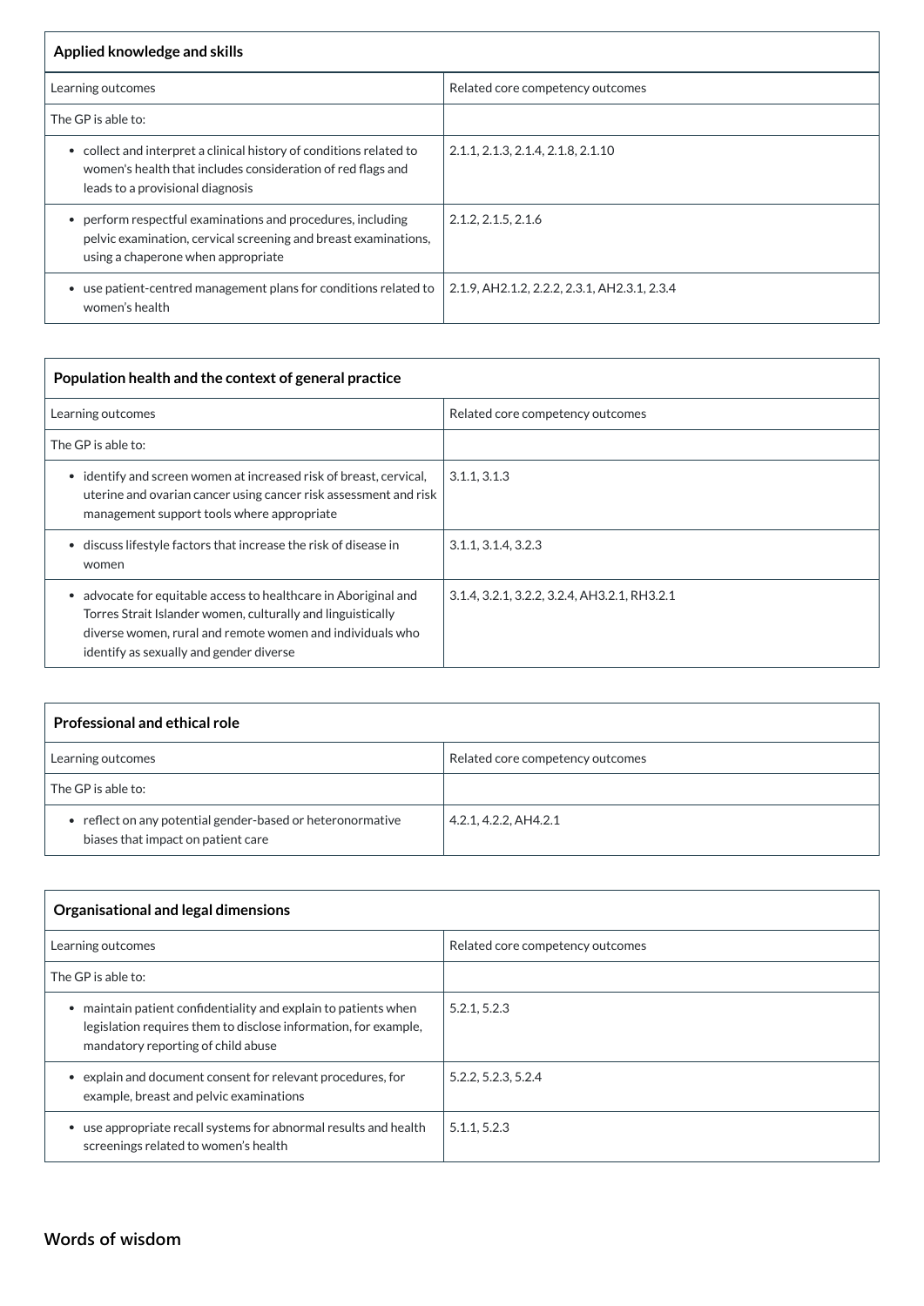| **Applied knowledge and skills** | |
|---|---|
| Learning outcomes | Related core competency outcomes |
| The GP is able to: | |
| • collect and interpret a clinical history of conditions related to women's health that includes consideration of red flags and leads to a provisional diagnosis | 2.1.1, 2.1.3, 2.1.4, 2.1.8, 2.1.10 |
| • perform respectful examinations and procedures, including pelvic examination, cervical screening and breast examinations, using a chaperone when appropriate | 2.1.2, 2.1.5, 2.1.6 |
| • use patient-centred management plans for conditions related to women's health | 2.1.9, AH2.1.2, 2.2.2, 2.3.1, AH2.3.1, 2.3.4 |

| **Population health and the context of general practice** | |
|---|---|
| Learning outcomes | Related core competency outcomes |
| The GP is able to: | |
| • identify and screen women at increased risk of breast, cervical, uterine and ovarian cancer using cancer risk assessment and risk management support tools where appropriate | 3.1.1, 3.1.3 |
| • discuss lifestyle factors that increase the risk of disease in women | 3.1.1, 3.1.4, 3.2.3 |
| • advocate for equitable access to healthcare in Aboriginal and Torres Strait Islander women, culturally and linguistically diverse women, rural and remote women and individuals who identify as sexually and gender diverse | 3.1.4, 3.2.1, 3.2.2, 3.2.4, AH3.2.1, RH3.2.1 |

| **Professional and ethical role** | |
|---|---|
| Learning outcomes | Related core competency outcomes |
| The GP is able to: | |
| • reflect on any potential gender-based or heteronormative biases that impact on patient care | 4.2.1, 4.2.2, AH4.2.1 |

| **Organisational and legal dimensions** | |
|---|---|
| Learning outcomes | Related core competency outcomes |
| The GP is able to: | |
| • maintain patient confidentiality and explain to patients when legislation requires them to disclose information, for example, mandatory reporting of child abuse | 5.2.1, 5.2.3 |
| • explain and document consent for relevant procedures, for example, breast and pelvic examinations | 5.2.2, 5.2.3, 5.2.4 |
| • use appropriate recall systems for abnormal results and health screenings related to women's health | 5.1.1, 5.2.3 |

## Words of wisdom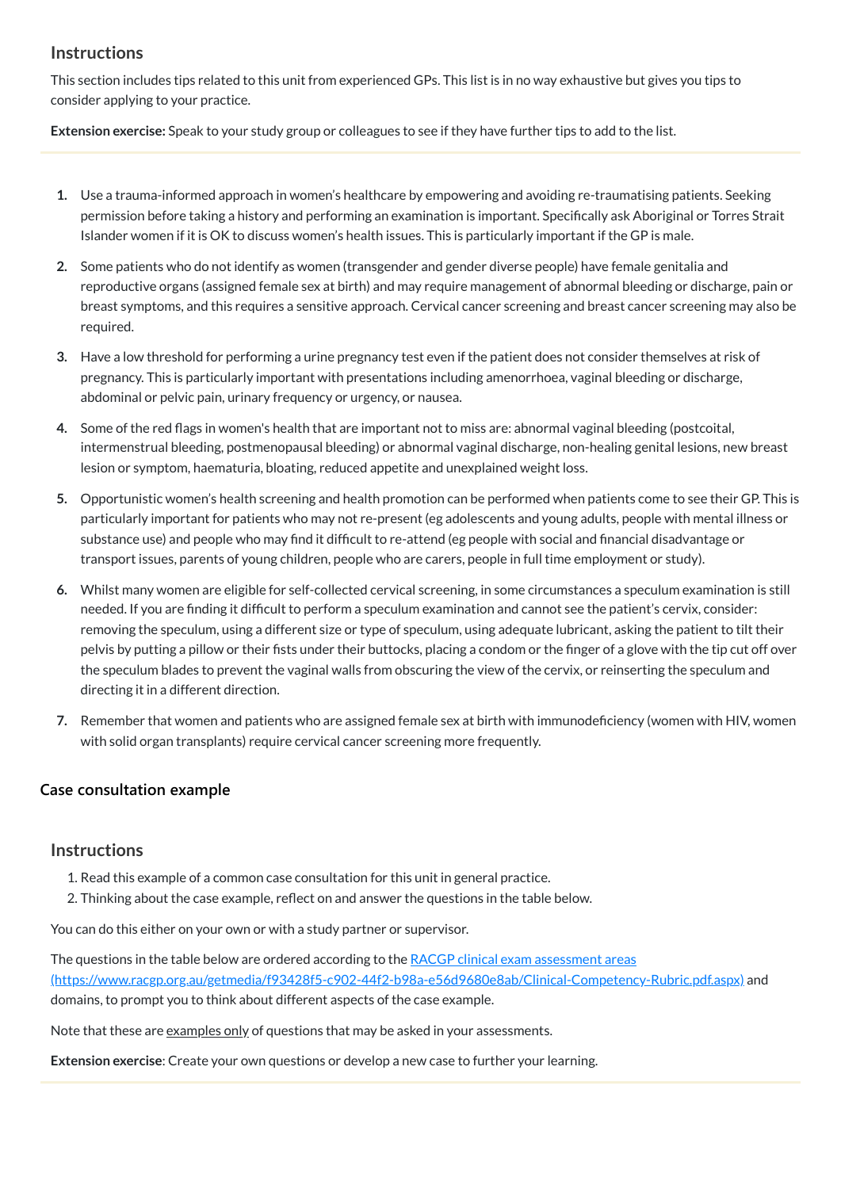## Instructions

This section includes tips related to this unit from experienced GPs. This list is in no way exhaustive but gives you tips to consider applying to your practice.

**Extension exercise:** Speak to your study group or colleagues to see if they have further tips to add to the list.

1. Use a trauma-informed approach in women's healthcare by empowering and avoiding re-traumatising patients. Seeking permission before taking a history and performing an examination is important. Specifically ask Aboriginal or Torres Strait Islander women if it is OK to discuss women's health issues. This is particularly important if the GP is male.
2. Some patients who do not identify as women (transgender and gender diverse people) have female genitalia and reproductive organs (assigned female sex at birth) and may require management of abnormal bleeding or discharge, pain or breast symptoms, and this requires a sensitive approach. Cervical cancer screening and breast cancer screening may also be required.
3. Have a low threshold for performing a urine pregnancy test even if the patient does not consider themselves at risk of pregnancy. This is particularly important with presentations including amenorrhoea, vaginal bleeding or discharge, abdominal or pelvic pain, urinary frequency or urgency, or nausea.
4. Some of the red flags in women's health that are important not to miss are: abnormal vaginal bleeding (postcoital, intermenstrual bleeding, postmenopausal bleeding) or abnormal vaginal discharge, non-healing genital lesions, new breast lesion or symptom, haematuria, bloating, reduced appetite and unexplained weight loss.
5. Opportunistic women's health screening and health promotion can be performed when patients come to see their GP. This is particularly important for patients who may not re-present (eg adolescents and young adults, people with mental illness or substance use) and people who may find it difficult to re-attend (eg people with social and financial disadvantage or transport issues, parents of young children, people who are carers, people in full time employment or study).
6. Whilst many women are eligible for self-collected cervical screening, in some circumstances a speculum examination is still needed. If you are finding it difficult to perform a speculum examination and cannot see the patient's cervix, consider: removing the speculum, using a different size or type of speculum, using adequate lubricant, asking the patient to tilt their pelvis by putting a pillow or their fists under their buttocks, placing a condom or the finger of a glove with the tip cut off over the speculum blades to prevent the vaginal walls from obscuring the view of the cervix, or reinserting the speculum and directing it in a different direction.
7. Remember that women and patients who are assigned female sex at birth with immunodeficiency (women with HIV, women with solid organ transplants) require cervical cancer screening more frequently.

## Case consultation example

## Instructions

1. Read this example of a common case consultation for this unit in general practice.
2. Thinking about the case example, reflect on and answer the questions in the table below.

You can do this either on your own or with a study partner or supervisor.

The questions in the table below are ordered according to the [RACGP clinical exam assessment areas (https://www.racgp.org.au/getmedia/f93428f5-c902-44f2-b98a-e56d9680e8ab/Clinical-Competency-Rubric.pdf.aspx)](https://www.racgp.org.au/getmedia/f93428f5-c902-44f2-b98a-e56d9680e8ab/Clinical-Competency-Rubric.pdf.aspx) and domains, to prompt you to think about different aspects of the case example.

Note that these are examples only of questions that may be asked in your assessments.

**Extension exercise**: Create your own questions or develop a new case to further your learning.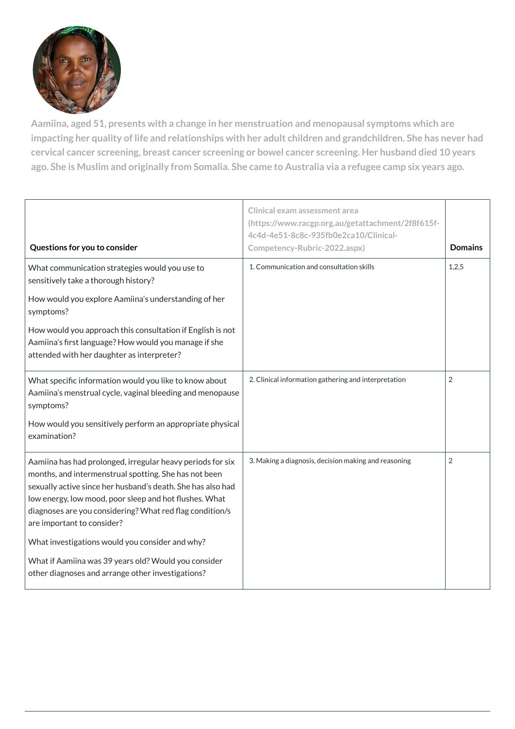**Aamiina, aged 51, presents with a change in her menstruation and menopausal symptoms which are impacting her quality of life and relationships with her adult children and grandchildren. She has never had cervical cancer screening, breast cancer screening or bowel cancer screening. Her husband died 10 years ago. She is Muslim and originally from Somalia. She came to Australia via a refugee camp six years ago.**

| **Questions for you to consider** | **Clinical exam assessment area (https://www.racgp.org.au/getattachment/2f8f615f-4c4d-4e51-8c8c-935fb0e2ca10/Clinical-Competency-Rubric-2022.aspx)** | **Domains** |
|---|---|---|
| What communication strategies would you use to sensitively take a thorough history?<br><br>How would you explore Aamiina's understanding of her symptoms?<br><br>How would you approach this consultation if English is not Aamiina's first language? How would you manage if she attended with her daughter as interpreter? | 1. Communication and consultation skills | 1,2,5 |
| What specific information would you like to know about Aamiina's menstrual cycle, vaginal bleeding and menopause symptoms?<br><br>How would you sensitively perform an appropriate physical examination? | 2. Clinical information gathering and interpretation | 2 |
| Aamiina has had prolonged, irregular heavy periods for six months, and intermenstrual spotting. She has not been sexually active since her husband's death. She has also had low energy, low mood, poor sleep and hot flushes. What diagnoses are you considering? What red flag condition/s are important to consider?<br><br>What investigations would you consider and why?<br><br>What if Aamiina was 39 years old? Would you consider other diagnoses and arrange other investigations? | 3. Making a diagnosis, decision making and reasoning | 2 |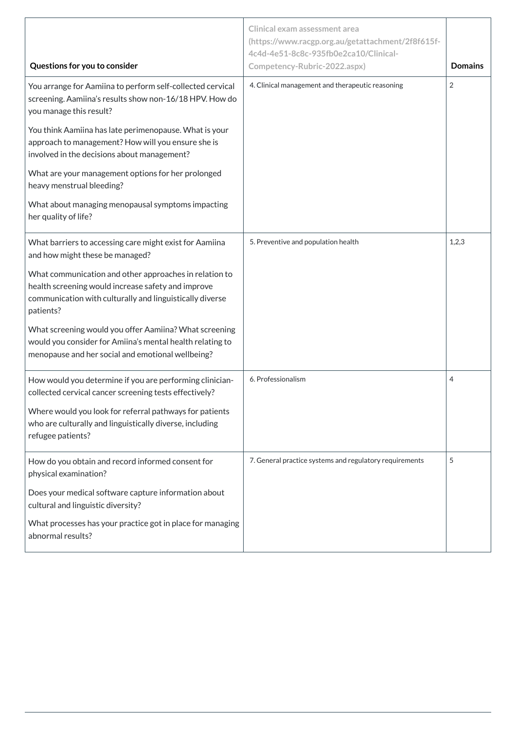| Questions for you to consider | Clinical exam assessment area (https://www.racgp.org.au/getattachment/2f8f615f-4c4d-4e51-8c8c-935fb0e2ca10/Clinical-Competency-Rubric-2022.aspx) | Domains |
|---|---|---|
| You arrange for Aamiina to perform self-collected cervical screening. Aamiina's results show non-16/18 HPV. How do you manage this result?<br><br>You think Aamiina has late perimenopause. What is your approach to management? How will you ensure she is involved in the decisions about management?<br><br>What are your management options for her prolonged heavy menstrual bleeding?<br><br>What about managing menopausal symptoms impacting her quality of life? | 4. Clinical management and therapeutic reasoning | 2 |
| What barriers to accessing care might exist for Aamiina and how might these be managed?<br><br>What communication and other approaches in relation to health screening would increase safety and improve communication with culturally and linguistically diverse patients?<br><br>What screening would you offer Aamiina? What screening would you consider for Amiina's mental health relating to menopause and her social and emotional wellbeing? | 5. Preventive and population health | 1,2,3 |
| How would you determine if you are performing clinician-collected cervical cancer screening tests effectively?<br><br>Where would you look for referral pathways for patients who are culturally and linguistically diverse, including refugee patients? | 6. Professionalism | 4 |
| How do you obtain and record informed consent for physical examination?<br><br>Does your medical software capture information about cultural and linguistic diversity?<br><br>What processes has your practice got in place for managing abnormal results? | 7. General practice systems and regulatory requirements | 5 |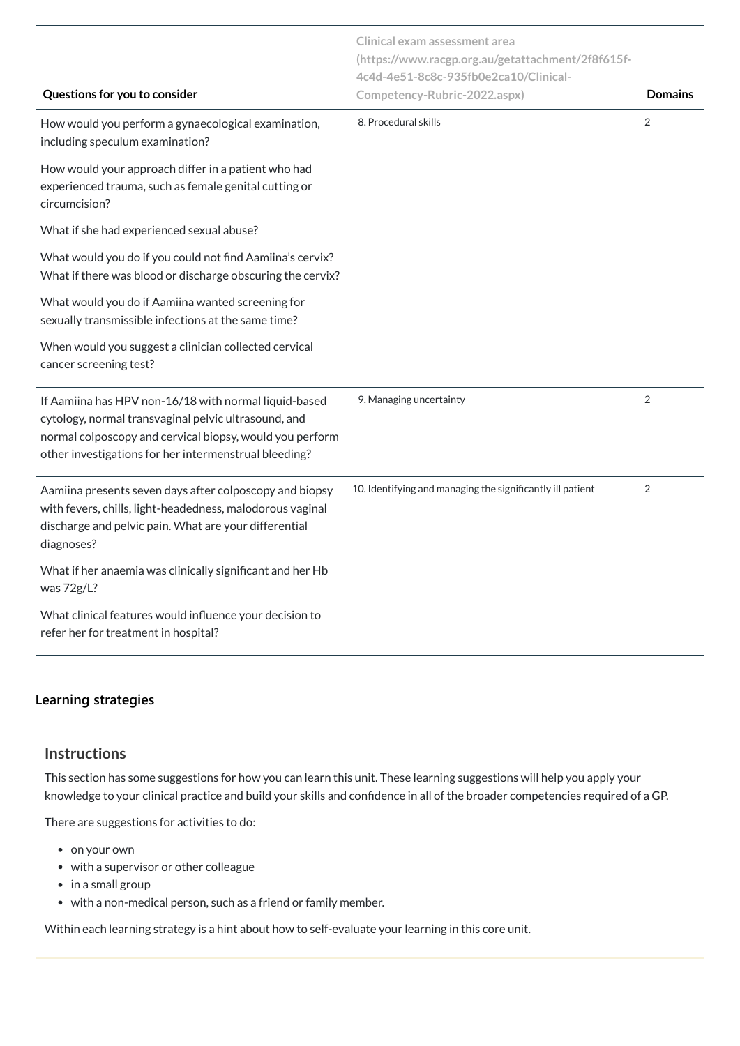| Questions for you to consider | Clinical exam assessment area (https://www.racgp.org.au/getattachment/2f8f615f-4c4d-4e51-8c8c-935fb0e2ca10/Clinical-Competency-Rubric-2022.aspx) | Domains |
|---|---|---|
| How would you perform a gynaecological examination, including speculum examination?<br><br>How would your approach differ in a patient who had experienced trauma, such as female genital cutting or circumcision?<br><br>What if she had experienced sexual abuse?<br><br>What would you do if you could not find Aamiina's cervix? What if there was blood or discharge obscuring the cervix?<br><br>What would you do if Aamiina wanted screening for sexually transmissible infections at the same time?<br><br>When would you suggest a clinician collected cervical cancer screening test? | 8. Procedural skills | 2 |
| If Aamiina has HPV non-16/18 with normal liquid-based cytology, normal transvaginal pelvic ultrasound, and normal colposcopy and cervical biopsy, would you perform other investigations for her intermenstrual bleeding? | 9. Managing uncertainty | 2 |
| Aamiina presents seven days after colposcopy and biopsy with fevers, chills, light-headedness, malodorous vaginal discharge and pelvic pain. What are your differential diagnoses?<br><br>What if her anaemia was clinically significant and her Hb was 72g/L?<br><br>What clinical features would influence your decision to refer her for treatment in hospital? | 10. Identifying and managing the significantly ill patient | 2 |

## Learning strategies

### Instructions

This section has some suggestions for how you can learn this unit. These learning suggestions will help you apply your knowledge to your clinical practice and build your skills and confidence in all of the broader competencies required of a GP.

There are suggestions for activities to do:

- on your own
- with a supervisor or other colleague
- in a small group
- with a non-medical person, such as a friend or family member.

Within each learning strategy is a hint about how to self-evaluate your learning in this core unit.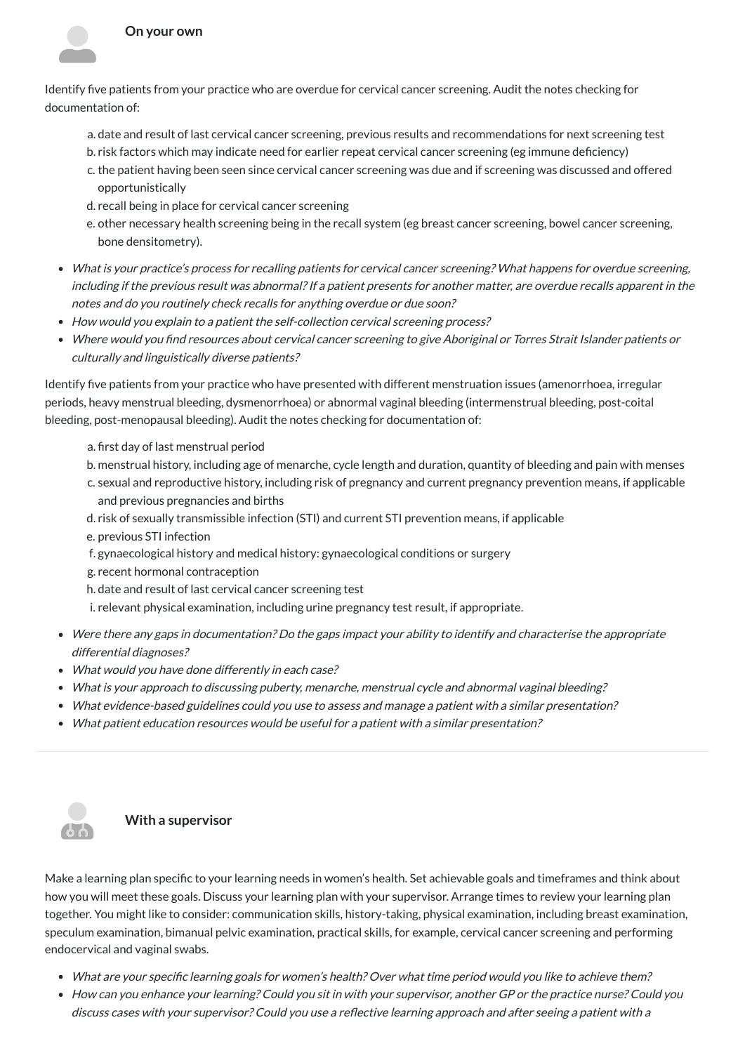### On your own

Identify five patients from your practice who are overdue for cervical cancer screening. Audit the notes checking for documentation of:

a. date and result of last cervical cancer screening, previous results and recommendations for next screening test
b. risk factors which may indicate need for earlier repeat cervical cancer screening (eg immune deficiency)
c. the patient having been seen since cervical cancer screening was due and if screening was discussed and offered opportunistically
d. recall being in place for cervical cancer screening
e. other necessary health screening being in the recall system (eg breast cancer screening, bowel cancer screening, bone densitometry).

- *What is your practice's process for recalling patients for cervical cancer screening? What happens for overdue screening, including if the previous result was abnormal? If a patient presents for another matter, are overdue recalls apparent in the notes and do you routinely check recalls for anything overdue or due soon?*
- *How would you explain to a patient the self-collection cervical screening process?*
- *Where would you find resources about cervical cancer screening to give Aboriginal or Torres Strait Islander patients or culturally and linguistically diverse patients?*

Identify five patients from your practice who have presented with different menstruation issues (amenorrhoea, irregular periods, heavy menstrual bleeding, dysmenorrhoea) or abnormal vaginal bleeding (intermenstrual bleeding, post-coital bleeding, post-menopausal bleeding). Audit the notes checking for documentation of:

a. first day of last menstrual period
b. menstrual history, including age of menarche, cycle length and duration, quantity of bleeding and pain with menses
c. sexual and reproductive history, including risk of pregnancy and current pregnancy prevention means, if applicable and previous pregnancies and births
d. risk of sexually transmissible infection (STI) and current STI prevention means, if applicable
e. previous STI infection
f. gynaecological history and medical history: gynaecological conditions or surgery
g. recent hormonal contraception
h. date and result of last cervical cancer screening test
i. relevant physical examination, including urine pregnancy test result, if appropriate.

- *Were there any gaps in documentation? Do the gaps impact your ability to identify and characterise the appropriate differential diagnoses?*
- *What would you have done differently in each case?*
- *What is your approach to discussing puberty, menarche, menstrual cycle and abnormal vaginal bleeding?*
- *What evidence-based guidelines could you use to assess and manage a patient with a similar presentation?*
- *What patient education resources would be useful for a patient with a similar presentation?*

---

### With a supervisor

Make a learning plan specific to your learning needs in women's health. Set achievable goals and timeframes and think about how you will meet these goals. Discuss your learning plan with your supervisor. Arrange times to review your learning plan together. You might like to consider: communication skills, history-taking, physical examination, including breast examination, speculum examination, bimanual pelvic examination, practical skills, for example, cervical cancer screening and performing endocervical and vaginal swabs.

- *What are your specific learning goals for women's health? Over what time period would you like to achieve them?*
- *How can you enhance your learning? Could you sit in with your supervisor, another GP or the practice nurse? Could you discuss cases with your supervisor? Could you use a reflective learning approach and after seeing a patient with a*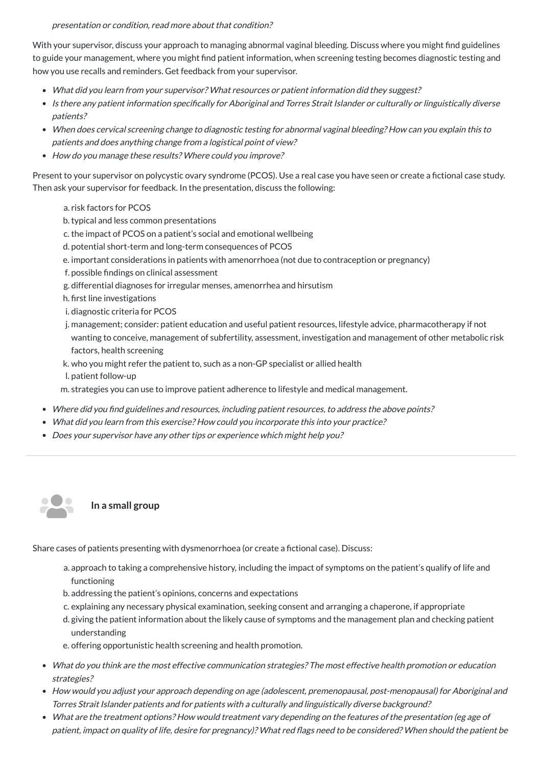*presentation or condition, read more about that condition?*

With your supervisor, discuss your approach to managing abnormal vaginal bleeding. Discuss where you might find guidelines to guide your management, where you might find patient information, when screening testing becomes diagnostic testing and how you use recalls and reminders. Get feedback from your supervisor.

- *What did you learn from your supervisor? What resources or patient information did they suggest?*
- *Is there any patient information specifically for Aboriginal and Torres Strait Islander or culturally or linguistically diverse patients?*
- *When does cervical screening change to diagnostic testing for abnormal vaginal bleeding? How can you explain this to patients and does anything change from a logistical point of view?*
- *How do you manage these results? Where could you improve?*

Present to your supervisor on polycystic ovary syndrome (PCOS). Use a real case you have seen or create a fictional case study. Then ask your supervisor for feedback. In the presentation, discuss the following:

a. risk factors for PCOS
b. typical and less common presentations
c. the impact of PCOS on a patient's social and emotional wellbeing
d. potential short-term and long-term consequences of PCOS
e. important considerations in patients with amenorrhoea (not due to contraception or pregnancy)
f. possible findings on clinical assessment
g. differential diagnoses for irregular menses, amenorrhea and hirsutism
h. first line investigations
i. diagnostic criteria for PCOS
j. management; consider: patient education and useful patient resources, lifestyle advice, pharmacotherapy if not wanting to conceive, management of subfertility, assessment, investigation and management of other metabolic risk factors, health screening
k. who you might refer the patient to, such as a non-GP specialist or allied health
l. patient follow-up
m. strategies you can use to improve patient adherence to lifestyle and medical management.

- *Where did you find guidelines and resources, including patient resources, to address the above points?*
- *What did you learn from this exercise? How could you incorporate this into your practice?*
- *Does your supervisor have any other tips or experience which might help you?*

---

**In a small group**

Share cases of patients presenting with dysmenorrhoea (or create a fictional case). Discuss:

a. approach to taking a comprehensive history, including the impact of symptoms on the patient's qualify of life and functioning
b. addressing the patient's opinions, concerns and expectations
c. explaining any necessary physical examination, seeking consent and arranging a chaperone, if appropriate
d. giving the patient information about the likely cause of symptoms and the management plan and checking patient understanding
e. offering opportunistic health screening and health promotion.

- *What do you think are the most effective communication strategies? The most effective health promotion or education strategies?*
- *How would you adjust your approach depending on age (adolescent, premenopausal, post-menopausal) for Aboriginal and Torres Strait Islander patients and for patients with a culturally and linguistically diverse background?*
- *What are the treatment options? How would treatment vary depending on the features of the presentation (eg age of patient, impact on quality of life, desire for pregnancy)? What red flags need to be considered? When should the patient be*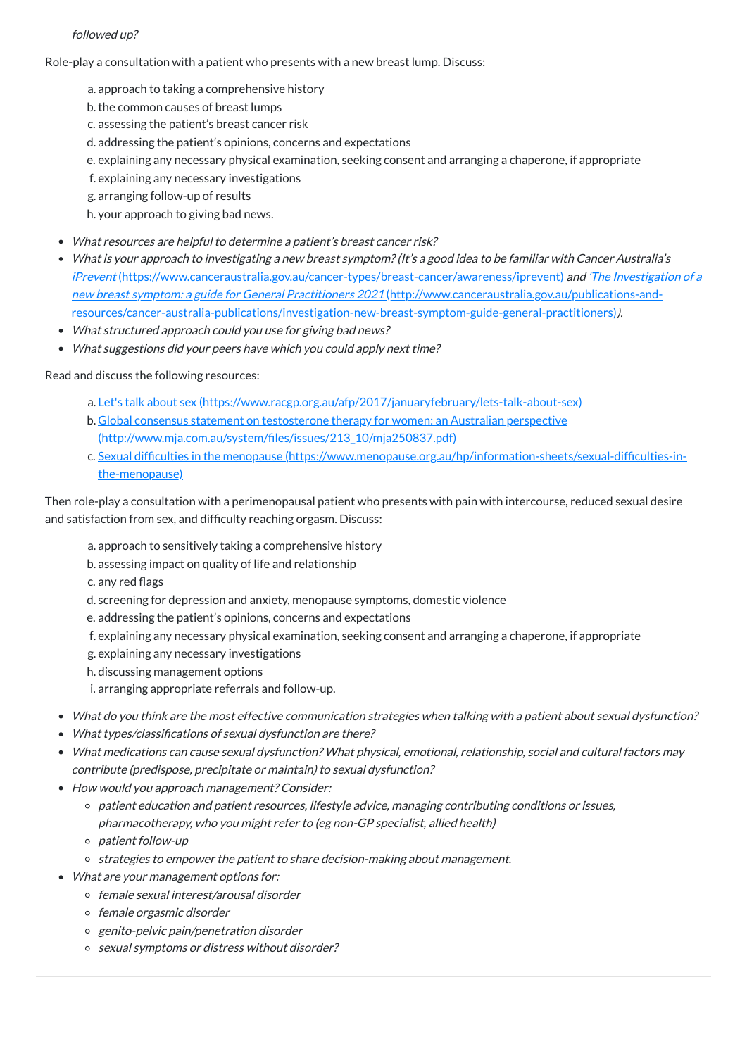*followed up?*

Role-play a consultation with a patient who presents with a new breast lump. Discuss:

a. approach to taking a comprehensive history
b. the common causes of breast lumps
c. assessing the patient's breast cancer risk
d. addressing the patient's opinions, concerns and expectations
e. explaining any necessary physical examination, seeking consent and arranging a chaperone, if appropriate
f. explaining any necessary investigations
g. arranging follow-up of results
h. your approach to giving bad news.

- *What resources are helpful to determine a patient's breast cancer risk?*
- *What is your approach to investigating a new breast symptom? (It's a good idea to be familiar with Cancer Australia's [iPrevent (https://www.canceraustralia.gov.au/cancer-types/breast-cancer/awareness/iprevent)](https://www.canceraustralia.gov.au/cancer-types/breast-cancer/awareness/iprevent) and ['The Investigation of a new breast symptom: a guide for General Practitioners 2021 (http://www.canceraustralia.gov.au/publications-and-resources/cancer-australia-publications/investigation-new-breast-symptom-guide-general-practitioners)](http://www.canceraustralia.gov.au/publications-and-resources/cancer-australia-publications/investigation-new-breast-symptom-guide-general-practitioners)).*
- *What structured approach could you use for giving bad news?*
- *What suggestions did your peers have which you could apply next time?*

Read and discuss the following resources:

a. [Let's talk about sex (https://www.racgp.org.au/afp/2017/januaryfebruary/lets-talk-about-sex)](https://www.racgp.org.au/afp/2017/januaryfebruary/lets-talk-about-sex)
b. [Global consensus statement on testosterone therapy for women: an Australian perspective (http://www.mja.com.au/system/files/issues/213_10/mja250837.pdf)](http://www.mja.com.au/system/files/issues/213_10/mja250837.pdf)
c. [Sexual difficulties in the menopause (https://www.menopause.org.au/hp/information-sheets/sexual-difficulties-in-the-menopause)](https://www.menopause.org.au/hp/information-sheets/sexual-difficulties-in-the-menopause)

Then role-play a consultation with a perimenopausal patient who presents with pain with intercourse, reduced sexual desire and satisfaction from sex, and difficulty reaching orgasm. Discuss:

a. approach to sensitively taking a comprehensive history
b. assessing impact on quality of life and relationship
c. any red flags
d. screening for depression and anxiety, menopause symptoms, domestic violence
e. addressing the patient's opinions, concerns and expectations
f. explaining any necessary physical examination, seeking consent and arranging a chaperone, if appropriate
g. explaining any necessary investigations
h. discussing management options
i. arranging appropriate referrals and follow-up.

- *What do you think are the most effective communication strategies when talking with a patient about sexual dysfunction?*
- *What types/classifications of sexual dysfunction are there?*
- *What medications can cause sexual dysfunction? What physical, emotional, relationship, social and cultural factors may contribute (predispose, precipitate or maintain) to sexual dysfunction?*
- *How would you approach management? Consider:*
  - *patient education and patient resources, lifestyle advice, managing contributing conditions or issues, pharmacotherapy, who you might refer to (eg non-GP specialist, allied health)*
  - *patient follow-up*
  - *strategies to empower the patient to share decision-making about management.*
- *What are your management options for:*
  - *female sexual interest/arousal disorder*
  - *female orgasmic disorder*
  - *genito-pelvic pain/penetration disorder*
  - *sexual symptoms or distress without disorder?*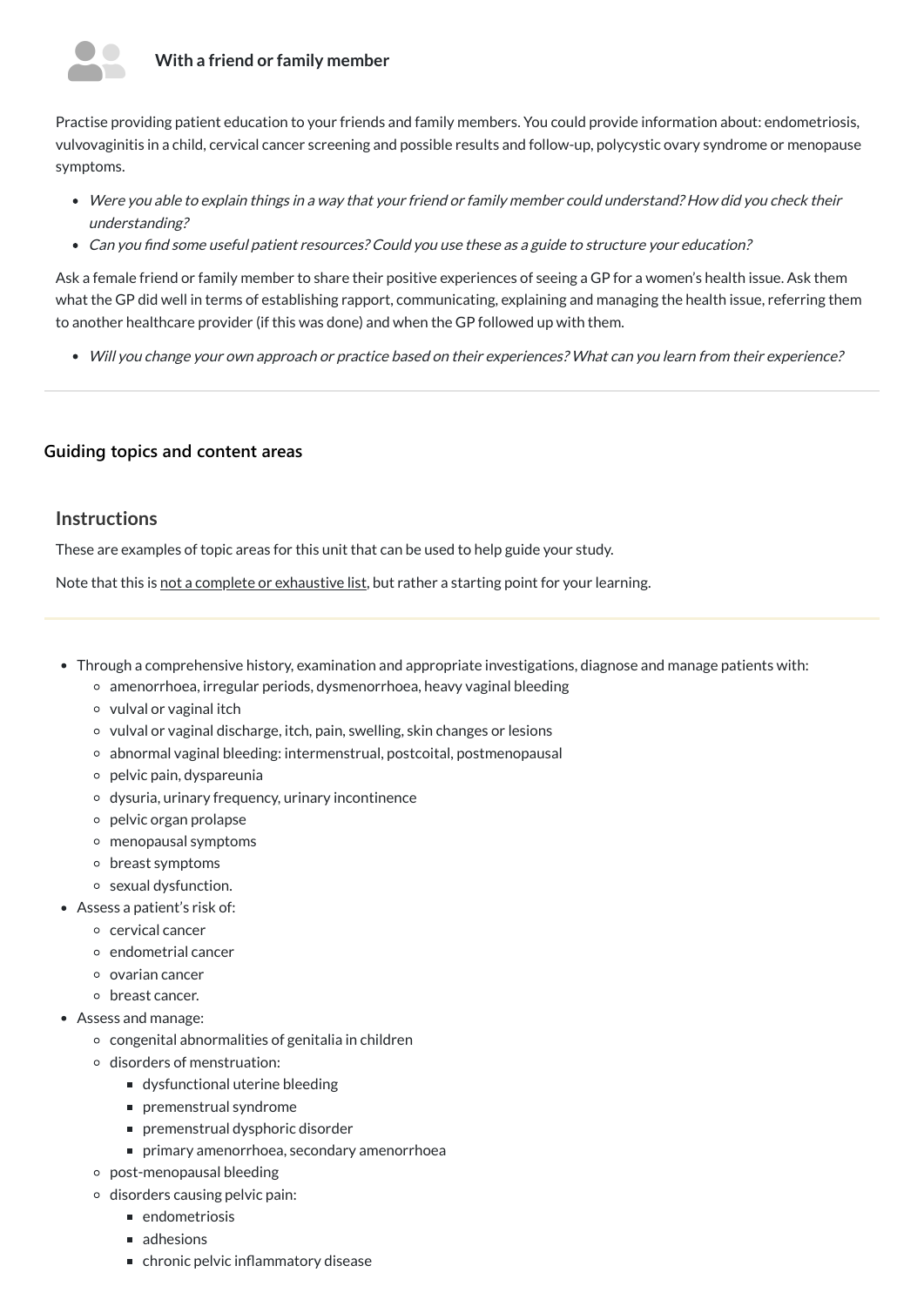### With a friend or family member

Practise providing patient education to your friends and family members. You could provide information about: endometriosis, vulvovaginitis in a child, cervical cancer screening and possible results and follow-up, polycystic ovary syndrome or menopause symptoms.

- *Were you able to explain things in a way that your friend or family member could understand? How did you check their understanding?*
- *Can you find some useful patient resources? Could you use these as a guide to structure your education?*

Ask a female friend or family member to share their positive experiences of seeing a GP for a women's health issue. Ask them what the GP did well in terms of establishing rapport, communicating, explaining and managing the health issue, referring them to another healthcare provider (if this was done) and when the GP followed up with them.

- *Will you change your own approach or practice based on their experiences? What can you learn from their experience?*

## Guiding topics and content areas

### Instructions

These are examples of topic areas for this unit that can be used to help guide your study.

Note that this is not a complete or exhaustive list, but rather a starting point for your learning.

- Through a comprehensive history, examination and appropriate investigations, diagnose and manage patients with:
  - amenorrhoea, irregular periods, dysmenorrhoea, heavy vaginal bleeding
  - vulval or vaginal itch
  - vulval or vaginal discharge, itch, pain, swelling, skin changes or lesions
  - abnormal vaginal bleeding: intermenstrual, postcoital, postmenopausal
  - pelvic pain, dyspareunia
  - dysuria, urinary frequency, urinary incontinence
  - pelvic organ prolapse
  - menopausal symptoms
  - breast symptoms
  - sexual dysfunction.
- Assess a patient's risk of:
  - cervical cancer
  - endometrial cancer
  - ovarian cancer
  - breast cancer.
- Assess and manage:
  - congenital abnormalities of genitalia in children
  - disorders of menstruation:
    - dysfunctional uterine bleeding
    - premenstrual syndrome
    - premenstrual dysphoric disorder
    - primary amenorrhoea, secondary amenorrhoea
  - post-menopausal bleeding
  - disorders causing pelvic pain:
    - endometriosis
    - adhesions
    - chronic pelvic inflammatory disease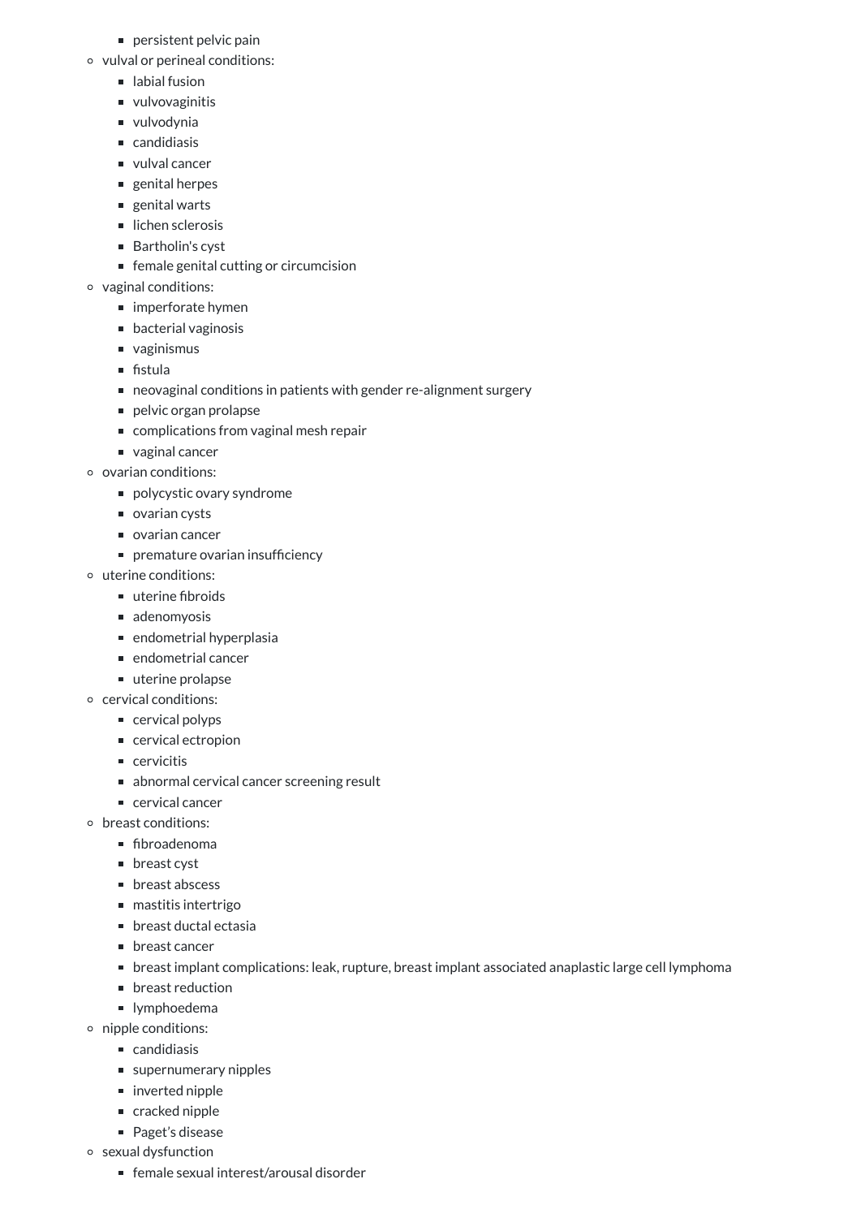- persistent pelvic pain
  - vulval or perineal conditions:
    - labial fusion
    - vulvovaginitis
    - vulvodynia
    - candidiasis
    - vulval cancer
    - genital herpes
    - genital warts
    - lichen sclerosis
    - Bartholin's cyst
    - female genital cutting or circumcision
  - vaginal conditions:
    - imperforate hymen
    - bacterial vaginosis
    - vaginismus
    - fistula
    - neovaginal conditions in patients with gender re-alignment surgery
    - pelvic organ prolapse
    - complications from vaginal mesh repair
    - vaginal cancer
  - ovarian conditions:
    - polycystic ovary syndrome
    - ovarian cysts
    - ovarian cancer
    - premature ovarian insufficiency
  - uterine conditions:
    - uterine fibroids
    - adenomyosis
    - endometrial hyperplasia
    - endometrial cancer
    - uterine prolapse
  - cervical conditions:
    - cervical polyps
    - cervical ectropion
    - cervicitis
    - abnormal cervical cancer screening result
    - cervical cancer
  - breast conditions:
    - fibroadenoma
    - breast cyst
    - breast abscess
    - mastitis intertrigo
    - breast ductal ectasia
    - breast cancer
    - breast implant complications: leak, rupture, breast implant associated anaplastic large cell lymphoma
    - breast reduction
    - lymphoedema
  - nipple conditions:
    - candidiasis
    - supernumerary nipples
    - inverted nipple
    - cracked nipple
    - Paget's disease
  - sexual dysfunction
    - female sexual interest/arousal disorder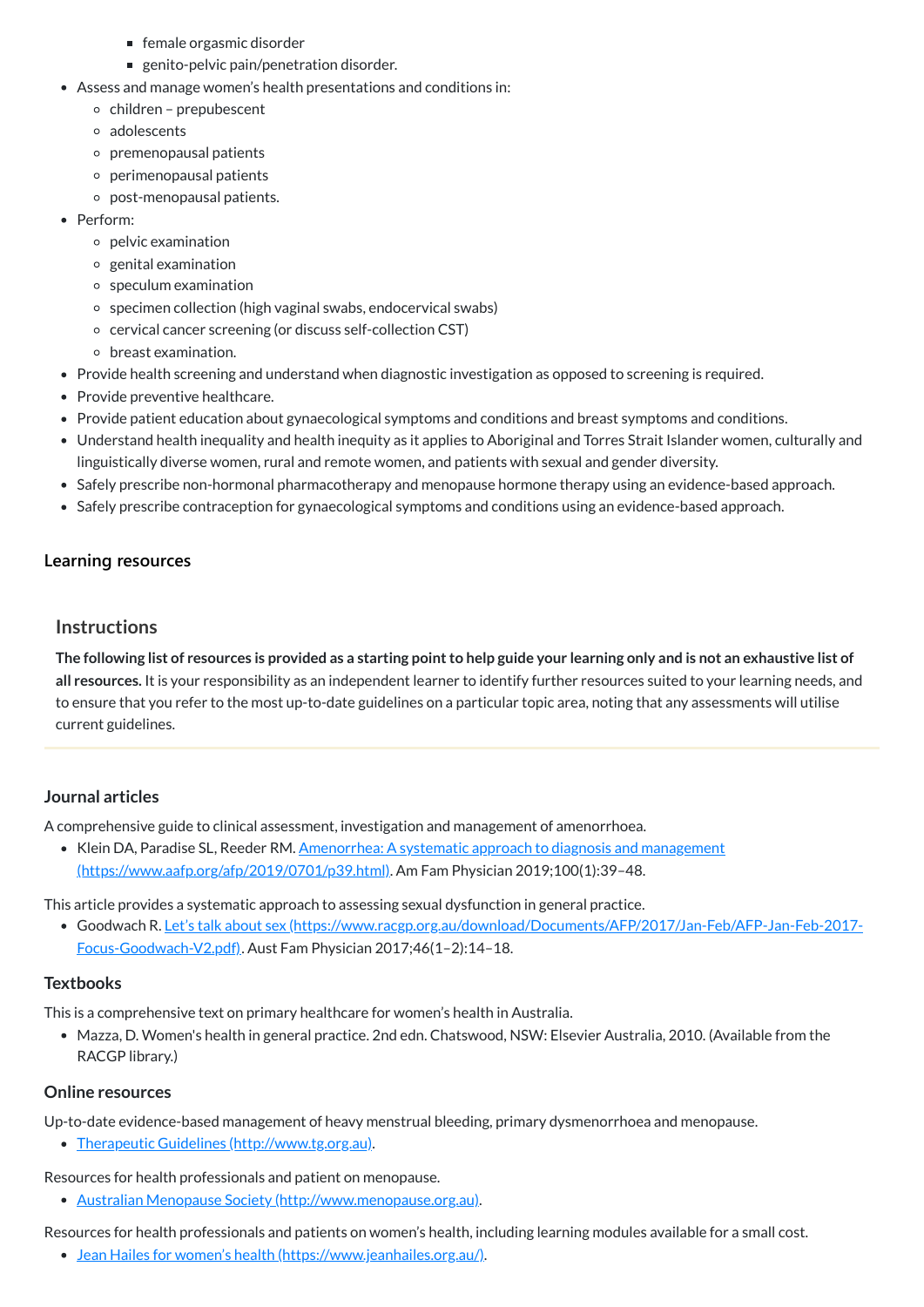- female orgasmic disorder
    - genito-pelvic pain/penetration disorder.
- Assess and manage women's health presentations and conditions in:
  - children – prepubescent
  - adolescents
  - premenopausal patients
  - perimenopausal patients
  - post-menopausal patients.
- Perform:
  - pelvic examination
  - genital examination
  - speculum examination
  - specimen collection (high vaginal swabs, endocervical swabs)
  - cervical cancer screening (or discuss self-collection CST)
  - breast examination.
- Provide health screening and understand when diagnostic investigation as opposed to screening is required.
- Provide preventive healthcare.
- Provide patient education about gynaecological symptoms and conditions and breast symptoms and conditions.
- Understand health inequality and health inequity as it applies to Aboriginal and Torres Strait Islander women, culturally and linguistically diverse women, rural and remote women, and patients with sexual and gender diversity.
- Safely prescribe non-hormonal pharmacotherapy and menopause hormone therapy using an evidence-based approach.
- Safely prescribe contraception for gynaecological symptoms and conditions using an evidence-based approach.

### Learning resources

#### Instructions

**The following list of resources is provided as a starting point to help guide your learning only and is not an exhaustive list of all resources.** It is your responsibility as an independent learner to identify further resources suited to your learning needs, and to ensure that you refer to the most up-to-date guidelines on a particular topic area, noting that any assessments will utilise current guidelines.

#### Journal articles

A comprehensive guide to clinical assessment, investigation and management of amenorrhoea.

- Klein DA, Paradise SL, Reeder RM. [Amenorrhea: A systematic approach to diagnosis and management (https://www.aafp.org/afp/2019/0701/p39.html)](https://www.aafp.org/afp/2019/0701/p39.html). Am Fam Physician 2019;100(1):39–48.

This article provides a systematic approach to assessing sexual dysfunction in general practice.

- Goodwach R. [Let's talk about sex (https://www.racgp.org.au/download/Documents/AFP/2017/Jan-Feb/AFP-Jan-Feb-2017-Focus-Goodwach-V2.pdf)](https://www.racgp.org.au/download/Documents/AFP/2017/Jan-Feb/AFP-Jan-Feb-2017-Focus-Goodwach-V2.pdf). Aust Fam Physician 2017;46(1–2):14–18.

#### Textbooks

This is a comprehensive text on primary healthcare for women's health in Australia.

- Mazza, D. Women's health in general practice. 2nd edn. Chatswood, NSW: Elsevier Australia, 2010. (Available from the RACGP library.)

#### Online resources

Up-to-date evidence-based management of heavy menstrual bleeding, primary dysmenorrhoea and menopause.

- [Therapeutic Guidelines (http://www.tg.org.au)](http://www.tg.org.au).

Resources for health professionals and patient on menopause.

- [Australian Menopause Society (http://www.menopause.org.au)](http://www.menopause.org.au).

Resources for health professionals and patients on women's health, including learning modules available for a small cost.

- [Jean Hailes for women's health (https://www.jeanhailes.org.au/)](https://www.jeanhailes.org.au/).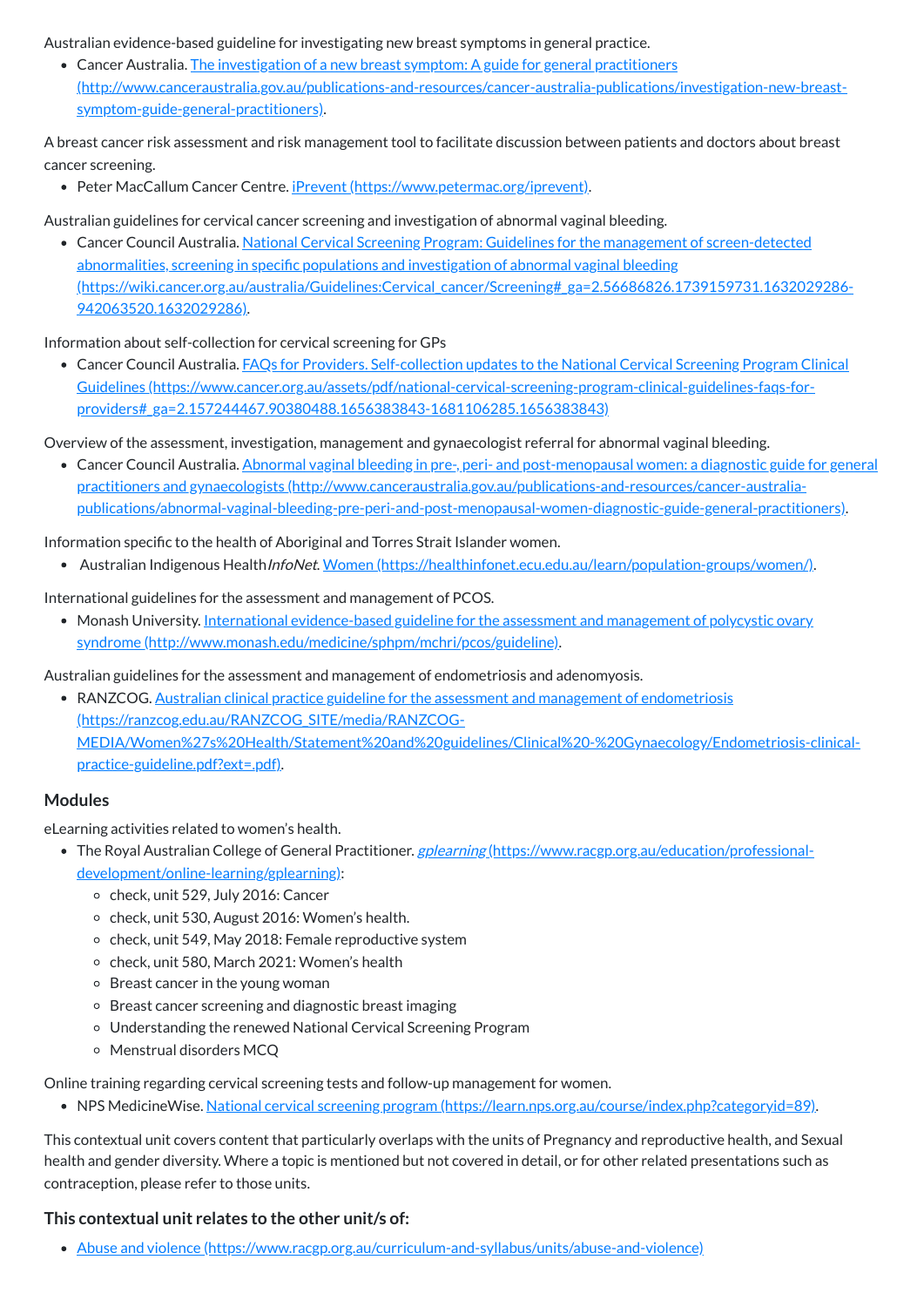Australian evidence-based guideline for investigating new breast symptoms in general practice.

- Cancer Australia. [The investigation of a new breast symptom: A guide for general practitioners (http://www.canceraustralia.gov.au/publications-and-resources/cancer-australia-publications/investigation-new-breast-symptom-guide-general-practitioners)](http://www.canceraustralia.gov.au/publications-and-resources/cancer-australia-publications/investigation-new-breast-symptom-guide-general-practitioners).

A breast cancer risk assessment and risk management tool to facilitate discussion between patients and doctors about breast cancer screening.

- Peter MacCallum Cancer Centre. [iPrevent (https://www.petermac.org/iprevent)](https://www.petermac.org/iprevent).

Australian guidelines for cervical cancer screening and investigation of abnormal vaginal bleeding.

- Cancer Council Australia. [National Cervical Screening Program: Guidelines for the management of screen-detected abnormalities, screening in specific populations and investigation of abnormal vaginal bleeding (https://wiki.cancer.org.au/australia/Guidelines:Cervical_cancer/Screening#_ga=2.56686826.1739159731.1632029286-942063520.1632029286)](https://wiki.cancer.org.au/australia/Guidelines:Cervical_cancer/Screening#_ga=2.56686826.1739159731.1632029286-942063520.1632029286).

Information about self-collection for cervical screening for GPs

- Cancer Council Australia. [FAQs for Providers. Self-collection updates to the National Cervical Screening Program Clinical Guidelines (https://www.cancer.org.au/assets/pdf/national-cervical-screening-program-clinical-guidelines-faqs-for-providers#_ga=2.157244467.90380488.1656383843-1681106285.1656383843)](https://www.cancer.org.au/assets/pdf/national-cervical-screening-program-clinical-guidelines-faqs-for-providers#_ga=2.157244467.90380488.1656383843-1681106285.1656383843)

Overview of the assessment, investigation, management and gynaecologist referral for abnormal vaginal bleeding.

- Cancer Council Australia. [Abnormal vaginal bleeding in pre-, peri- and post-menopausal women: a diagnostic guide for general practitioners and gynaecologists (http://www.canceraustralia.gov.au/publications-and-resources/cancer-australia-publications/abnormal-vaginal-bleeding-pre-peri-and-post-menopausal-women-diagnostic-guide-general-practitioners)](http://www.canceraustralia.gov.au/publications-and-resources/cancer-australia-publications/abnormal-vaginal-bleeding-pre-peri-and-post-menopausal-women-diagnostic-guide-general-practitioners).

Information specific to the health of Aboriginal and Torres Strait Islander women.

- Australian Indigenous Health*InfoNet*. [Women (https://healthinfonet.ecu.edu.au/learn/population-groups/women/)](https://healthinfonet.ecu.edu.au/learn/population-groups/women/).

International guidelines for the assessment and management of PCOS.

- Monash University. [International evidence-based guideline for the assessment and management of polycystic ovary syndrome (http://www.monash.edu/medicine/sphpm/mchri/pcos/guideline)](http://www.monash.edu/medicine/sphpm/mchri/pcos/guideline).

Australian guidelines for the assessment and management of endometriosis and adenomyosis.

- RANZCOG. [Australian clinical practice guideline for the assessment and management of endometriosis (https://ranzcog.edu.au/RANZCOG_SITE/media/RANZCOG-MEDIA/Women%27s%20Health/Statement%20and%20guidelines/Clinical%20-%20Gynaecology/Endometriosis-clinical-practice-guideline.pdf?ext=.pdf)](https://ranzcog.edu.au/RANZCOG_SITE/media/RANZCOG-MEDIA/Women%27s%20Health/Statement%20and%20guidelines/Clinical%20-%20Gynaecology/Endometriosis-clinical-practice-guideline.pdf?ext=.pdf).

### Modules

eLearning activities related to women's health.

- The Royal Australian College of General Practitioner. [*gplearning* (https://www.racgp.org.au/education/professional-development/online-learning/gplearning)](https://www.racgp.org.au/education/professional-development/online-learning/gplearning):
  - check, unit 529, July 2016: Cancer
  - check, unit 530, August 2016: Women's health.
  - check, unit 549, May 2018: Female reproductive system
  - check, unit 580, March 2021: Women's health
  - Breast cancer in the young woman
  - Breast cancer screening and diagnostic breast imaging
  - Understanding the renewed National Cervical Screening Program
  - Menstrual disorders MCQ

Online training regarding cervical screening tests and follow-up management for women.

- NPS MedicineWise. [National cervical screening program (https://learn.nps.org.au/course/index.php?categoryid=89)](https://learn.nps.org.au/course/index.php?categoryid=89).

This contextual unit covers content that particularly overlaps with the units of Pregnancy and reproductive health, and Sexual health and gender diversity. Where a topic is mentioned but not covered in detail, or for other related presentations such as contraception, please refer to those units.

### This contextual unit relates to the other unit/s of:

- [Abuse and violence (https://www.racgp.org.au/curriculum-and-syllabus/units/abuse-and-violence)](https://www.racgp.org.au/curriculum-and-syllabus/units/abuse-and-violence)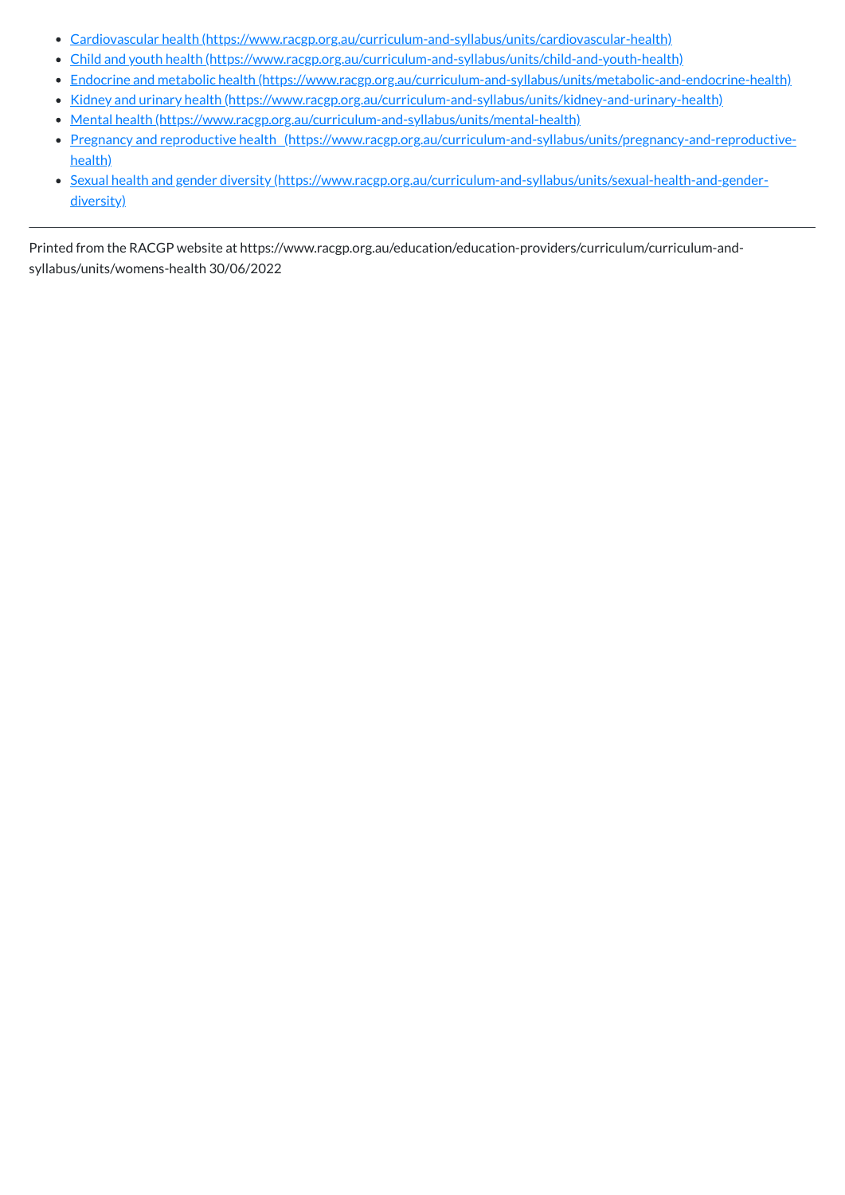- [Cardiovascular health (https://www.racgp.org.au/curriculum-and-syllabus/units/cardiovascular-health)](https://www.racgp.org.au/curriculum-and-syllabus/units/cardiovascular-health)
- [Child and youth health (https://www.racgp.org.au/curriculum-and-syllabus/units/child-and-youth-health)](https://www.racgp.org.au/curriculum-and-syllabus/units/child-and-youth-health)
- [Endocrine and metabolic health (https://www.racgp.org.au/curriculum-and-syllabus/units/metabolic-and-endocrine-health)](https://www.racgp.org.au/curriculum-and-syllabus/units/metabolic-and-endocrine-health)
- [Kidney and urinary health (https://www.racgp.org.au/curriculum-and-syllabus/units/kidney-and-urinary-health)](https://www.racgp.org.au/curriculum-and-syllabus/units/kidney-and-urinary-health)
- [Mental health (https://www.racgp.org.au/curriculum-and-syllabus/units/mental-health)](https://www.racgp.org.au/curriculum-and-syllabus/units/mental-health)
- [Pregnancy and reproductive health (https://www.racgp.org.au/curriculum-and-syllabus/units/pregnancy-and-reproductive-health)](https://www.racgp.org.au/curriculum-and-syllabus/units/pregnancy-and-reproductive-health)
- [Sexual health and gender diversity (https://www.racgp.org.au/curriculum-and-syllabus/units/sexual-health-and-gender-diversity)](https://www.racgp.org.au/curriculum-and-syllabus/units/sexual-health-and-gender-diversity)

---

Printed from the RACGP website at https://www.racgp.org.au/education/education-providers/curriculum/curriculum-and-syllabus/units/womens-health 30/06/2022